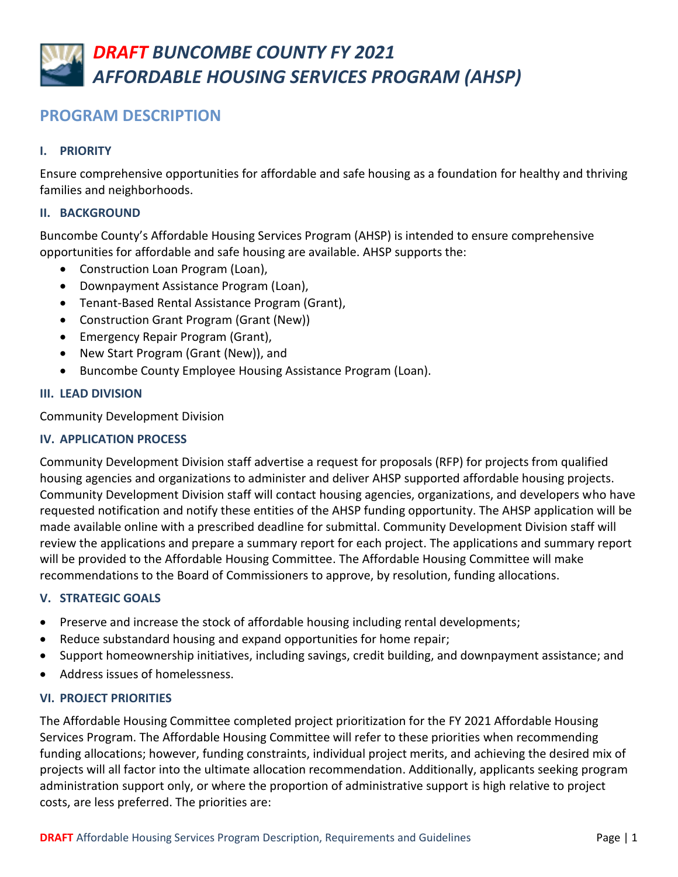# *DRAFT BUNCOMBE COUNTY FY 2021 AFFORDABLE HOUSING SERVICES PROGRAM (AHSP)*

## PROGRAM DESCRIPTION

### I. PRIORITY

Ensure comprehensive opportunities for affordable and safe housing as a foundation for healthy and thriving families and neighborhoods.

### II. BACKGROUND

Buncombe County's Affordable Housing Services Program (AHSP) is intended to ensure comprehensive opportunities for affordable and safe housing are available. AHSP supports the:

- Construction Loan Program (Loan),
- Downpayment Assistance Program (Loan),
- Tenant-Based Rental Assistance Program (Grant),
- Construction Grant Program (Grant (New))
- Emergency Repair Program (Grant),
- New Start Program (Grant (New)), and
- Buncombe County Employee Housing Assistance Program (Loan).

### III. LEAD DIVISION

Community Development Division

### IV. APPLICATION PROCESS

Community Development Division staff advertise a request for proposals (RFP) for projects from qualified housing agencies and organizations to administer and deliver AHSP supported affordable housing projects. Community Development Division staff will contact housing agencies, organizations, and developers who have requested notification and notify these entities of the AHSP funding opportunity. The AHSP application will be made available online with a prescribed deadline for submittal. Community Development Division staff will review the applications and prepare a summary report for each project. The applications and summary report will be provided to the Affordable Housing Committee. The Affordable Housing Committee will make recommendations to the Board of Commissioners to approve, by resolution, funding allocations.

### V. STRATEGIC GOALS

- Preserve and increase the stock of affordable housing including rental developments;
- Reduce substandard housing and expand opportunities for home repair;
- Support homeownership initiatives, including savings, credit building, and downpayment assistance; and
- Address issues of homelessness.

### VI. PROJECT PRIORITIES

The Affordable Housing Committee completed project prioritization for the FY 2021 Affordable Housing Services Program. The Affordable Housing Committee will refer to these priorities when recommending funding allocations; however, funding constraints, individual project merits, and achieving the desired mix of projects will all factor into the ultimate allocation recommendation. Additionally, applicants seeking program administration support only, or where the proportion of administrative support is high relative to project costs, are less preferred. The priorities are: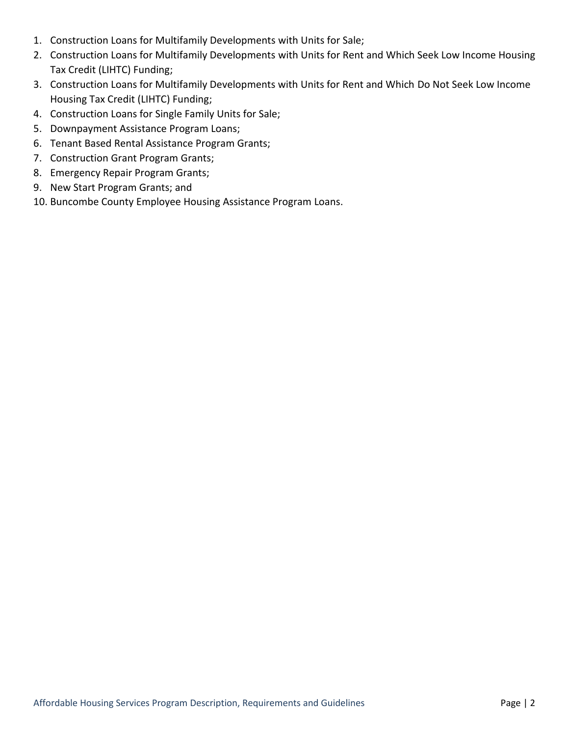1. Construction Loans for Multifamily Developments with Units for Sale;
2. Construction Loans for Multifamily Developments with Units for Rent and Which Seek Low Income Housing Tax Credit (LIHTC) Funding;
3. Construction Loans for Multifamily Developments with Units for Rent and Which Do Not Seek Low Income Housing Tax Credit (LIHTC) Funding;
4. Construction Loans for Single Family Units for Sale;
5. Downpayment Assistance Program Loans;
6. Tenant Based Rental Assistance Program Grants;
7. Construction Grant Program Grants;
8. Emergency Repair Program Grants;
9. New Start Program Grants; and
10. Buncombe County Employee Housing Assistance Program Loans.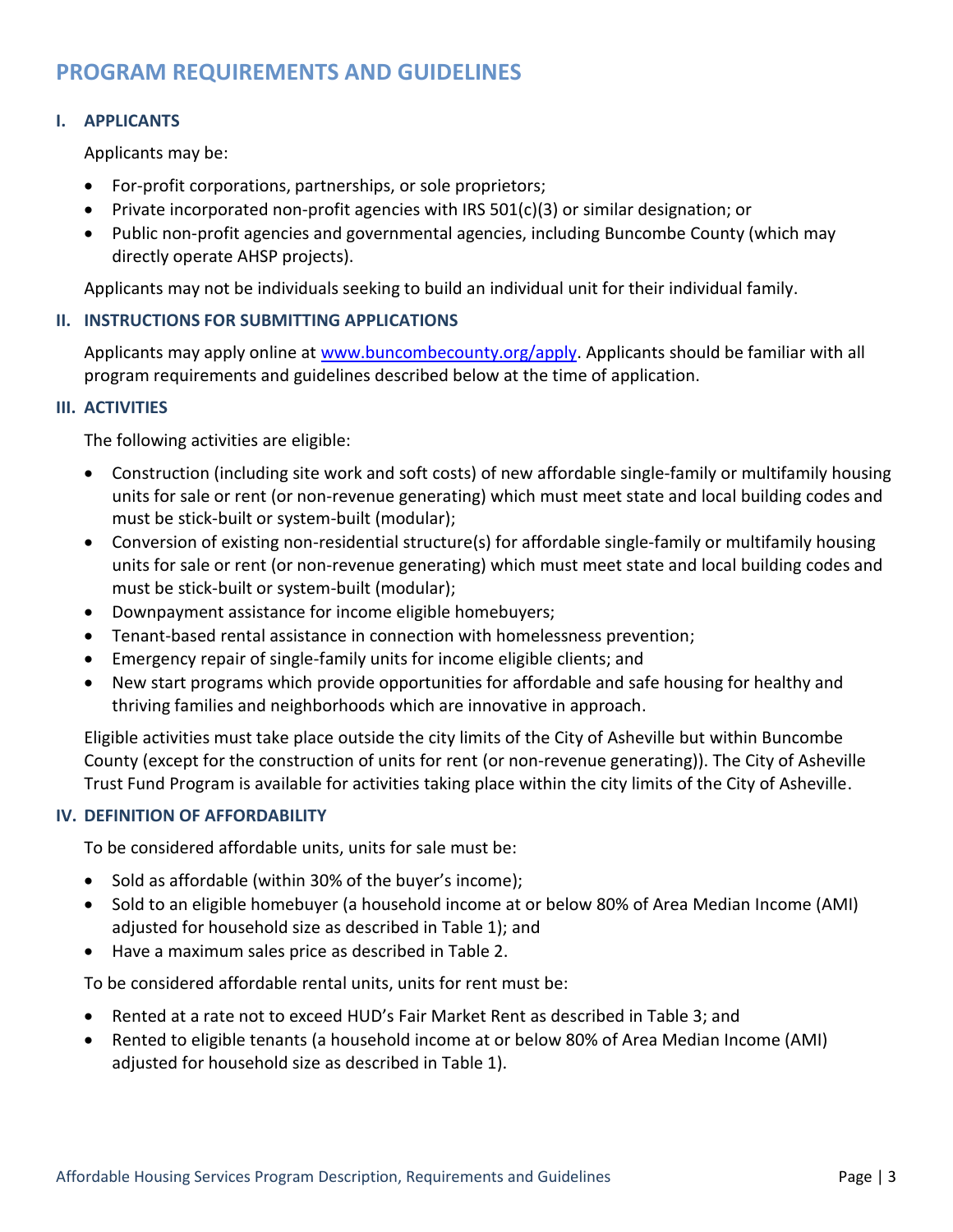## PROGRAM REQUIREMENTS AND GUIDELINES

### I. APPLICANTS

Applicants may be:

- For-profit corporations, partnerships, or sole proprietors;
- Private incorporated non-profit agencies with IRS 501(c)(3) or similar designation; or
- Public non-profit agencies and governmental agencies, including Buncombe County (which may directly operate AHSP projects).

Applicants may not be individuals seeking to build an individual unit for their individual family.

### II. INSTRUCTIONS FOR SUBMITTING APPLICATIONS

Applicants may apply online at www.buncombecounty.org/apply. Applicants should be familiar with all program requirements and guidelines described below at the time of application.

### III. ACTIVITIES

The following activities are eligible:

- Construction (including site work and soft costs) of new affordable single-family or multifamily housing units for sale or rent (or non-revenue generating) which must meet state and local building codes and must be stick-built or system-built (modular);
- Conversion of existing non-residential structure(s) for affordable single-family or multifamily housing units for sale or rent (or non-revenue generating) which must meet state and local building codes and must be stick-built or system-built (modular);
- Downpayment assistance for income eligible homebuyers;
- Tenant-based rental assistance in connection with homelessness prevention;
- Emergency repair of single-family units for income eligible clients; and
- New start programs which provide opportunities for affordable and safe housing for healthy and thriving families and neighborhoods which are innovative in approach.

Eligible activities must take place outside the city limits of the City of Asheville but within Buncombe County (except for the construction of units for rent (or non-revenue generating)). The City of Asheville Trust Fund Program is available for activities taking place within the city limits of the City of Asheville.

### IV. DEFINITION OF AFFORDABILITY

To be considered affordable units, units for sale must be:

- Sold as affordable (within 30% of the buyer's income);
- Sold to an eligible homebuyer (a household income at or below 80% of Area Median Income (AMI) adjusted for household size as described in Table 1); and
- Have a maximum sales price as described in Table 2.

To be considered affordable rental units, units for rent must be:

- Rented at a rate not to exceed HUD's Fair Market Rent as described in Table 3; and
- Rented to eligible tenants (a household income at or below 80% of Area Median Income (AMI) adjusted for household size as described in Table 1).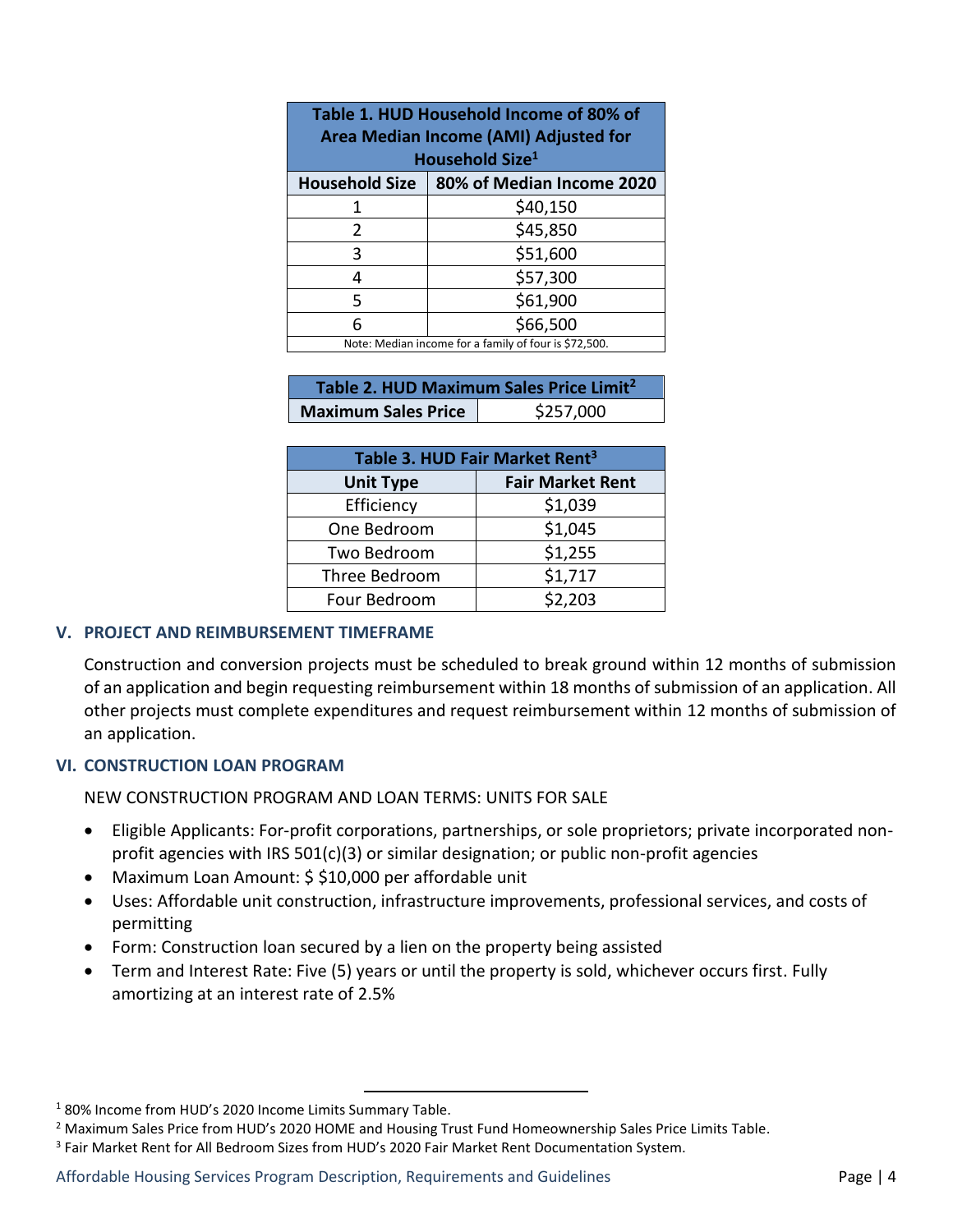| Table 1. HUD Household Income of 80% of Area Median Income (AMI) Adjusted for Household Size[1] | |
|---|---|
| **Household Size** | **80% of Median Income 2020** |
| 1 | $40,150 |
| 2 | $45,850 |
| 3 | $51,600 |
| 4 | $57,300 |
| 5 | $61,900 |
| 6 | $66,500 |
| Note: Median income for a family of four is $72,500. | |

| Table 2. HUD Maximum Sales Price Limit[2] | |
|---|---|
| **Maximum Sales Price** | $257,000 |

| Table 3. HUD Fair Market Rent[3] | |
|---|---|
| **Unit Type** | **Fair Market Rent** |
| Efficiency | $1,039 |
| One Bedroom | $1,045 |
| Two Bedroom | $1,255 |
| Three Bedroom | $1,717 |
| Four Bedroom | $2,203 |

## V. PROJECT AND REIMBURSEMENT TIMEFRAME

Construction and conversion projects must be scheduled to break ground within 12 months of submission of an application and begin requesting reimbursement within 18 months of submission of an application. All other projects must complete expenditures and request reimbursement within 12 months of submission of an application.

## VI. CONSTRUCTION LOAN PROGRAM

NEW CONSTRUCTION PROGRAM AND LOAN TERMS: UNITS FOR SALE

- Eligible Applicants: For-profit corporations, partnerships, or sole proprietors; private incorporated non-profit agencies with IRS 501(c)(3) or similar designation; or public non-profit agencies
- Maximum Loan Amount: $ $10,000 per affordable unit
- Uses: Affordable unit construction, infrastructure improvements, professional services, and costs of permitting
- Form: Construction loan secured by a lien on the property being assisted
- Term and Interest Rate: Five (5) years or until the property is sold, whichever occurs first. Fully amortizing at an interest rate of 2.5%

---

[1] 80% Income from HUD's 2020 Income Limits Summary Table.

[2] Maximum Sales Price from HUD's 2020 HOME and Housing Trust Fund Homeownership Sales Price Limits Table.

[3] Fair Market Rent for All Bedroom Sizes from HUD's 2020 Fair Market Rent Documentation System.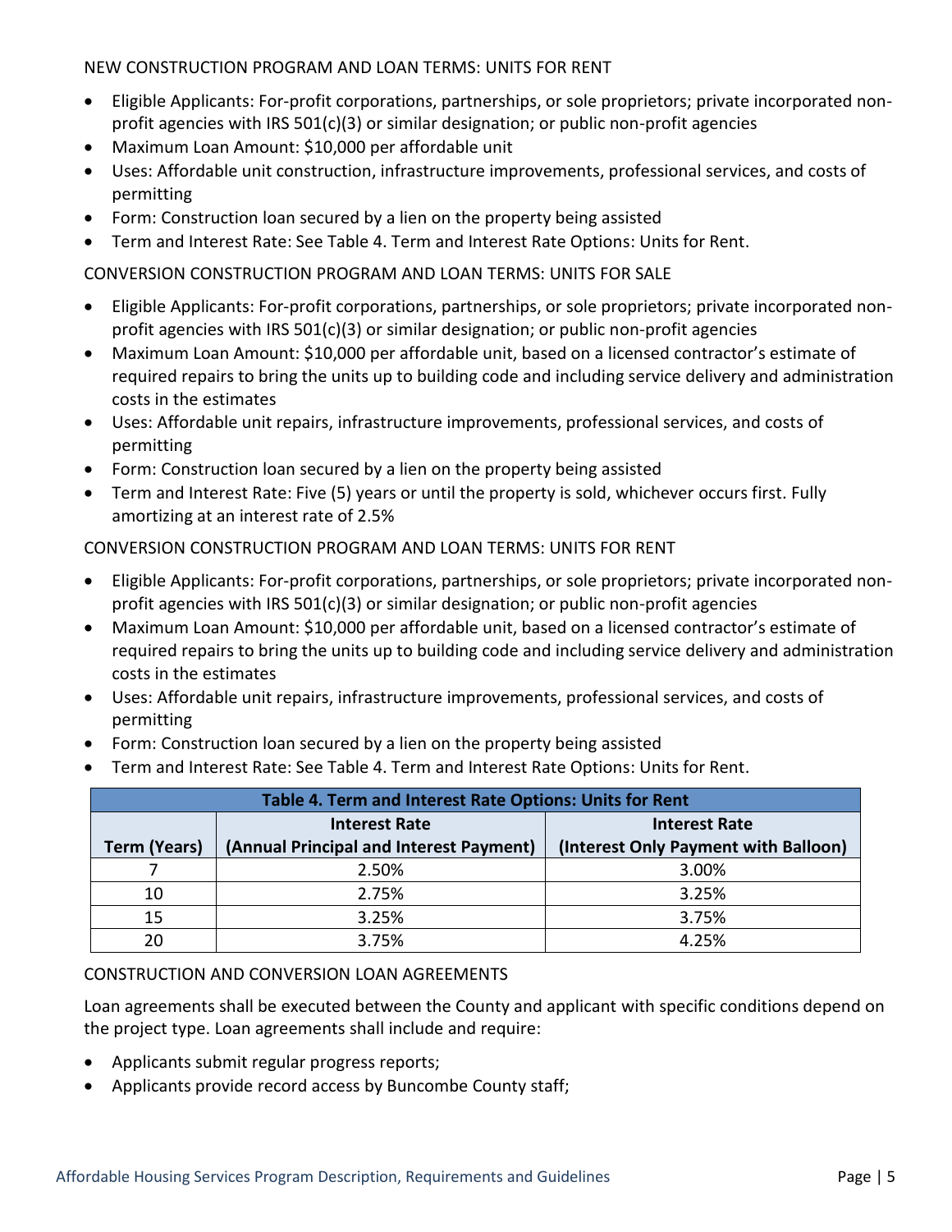NEW CONSTRUCTION PROGRAM AND LOAN TERMS: UNITS FOR RENT

- Eligible Applicants: For-profit corporations, partnerships, or sole proprietors; private incorporated non-profit agencies with IRS 501(c)(3) or similar designation; or public non-profit agencies
- Maximum Loan Amount: $10,000 per affordable unit
- Uses: Affordable unit construction, infrastructure improvements, professional services, and costs of permitting
- Form: Construction loan secured by a lien on the property being assisted
- Term and Interest Rate: See Table 4. Term and Interest Rate Options: Units for Rent.

CONVERSION CONSTRUCTION PROGRAM AND LOAN TERMS: UNITS FOR SALE

- Eligible Applicants: For-profit corporations, partnerships, or sole proprietors; private incorporated non-profit agencies with IRS 501(c)(3) or similar designation; or public non-profit agencies
- Maximum Loan Amount: $10,000 per affordable unit, based on a licensed contractor's estimate of required repairs to bring the units up to building code and including service delivery and administration costs in the estimates
- Uses: Affordable unit repairs, infrastructure improvements, professional services, and costs of permitting
- Form: Construction loan secured by a lien on the property being assisted
- Term and Interest Rate: Five (5) years or until the property is sold, whichever occurs first. Fully amortizing at an interest rate of 2.5%

CONVERSION CONSTRUCTION PROGRAM AND LOAN TERMS: UNITS FOR RENT

- Eligible Applicants: For-profit corporations, partnerships, or sole proprietors; private incorporated non-profit agencies with IRS 501(c)(3) or similar designation; or public non-profit agencies
- Maximum Loan Amount: $10,000 per affordable unit, based on a licensed contractor's estimate of required repairs to bring the units up to building code and including service delivery and administration costs in the estimates
- Uses: Affordable unit repairs, infrastructure improvements, professional services, and costs of permitting
- Form: Construction loan secured by a lien on the property being assisted
- Term and Interest Rate: See Table 4. Term and Interest Rate Options: Units for Rent.

**Table 4. Term and Interest Rate Options: Units for Rent**

| Term (Years) | Interest Rate (Annual Principal and Interest Payment) | Interest Rate (Interest Only Payment with Balloon) |
|---|---|---|
| 7 | 2.50% | 3.00% |
| 10 | 2.75% | 3.25% |
| 15 | 3.25% | 3.75% |
| 20 | 3.75% | 4.25% |

CONSTRUCTION AND CONVERSION LOAN AGREEMENTS

Loan agreements shall be executed between the County and applicant with specific conditions depend on the project type. Loan agreements shall include and require:

- Applicants submit regular progress reports;
- Applicants provide record access by Buncombe County staff;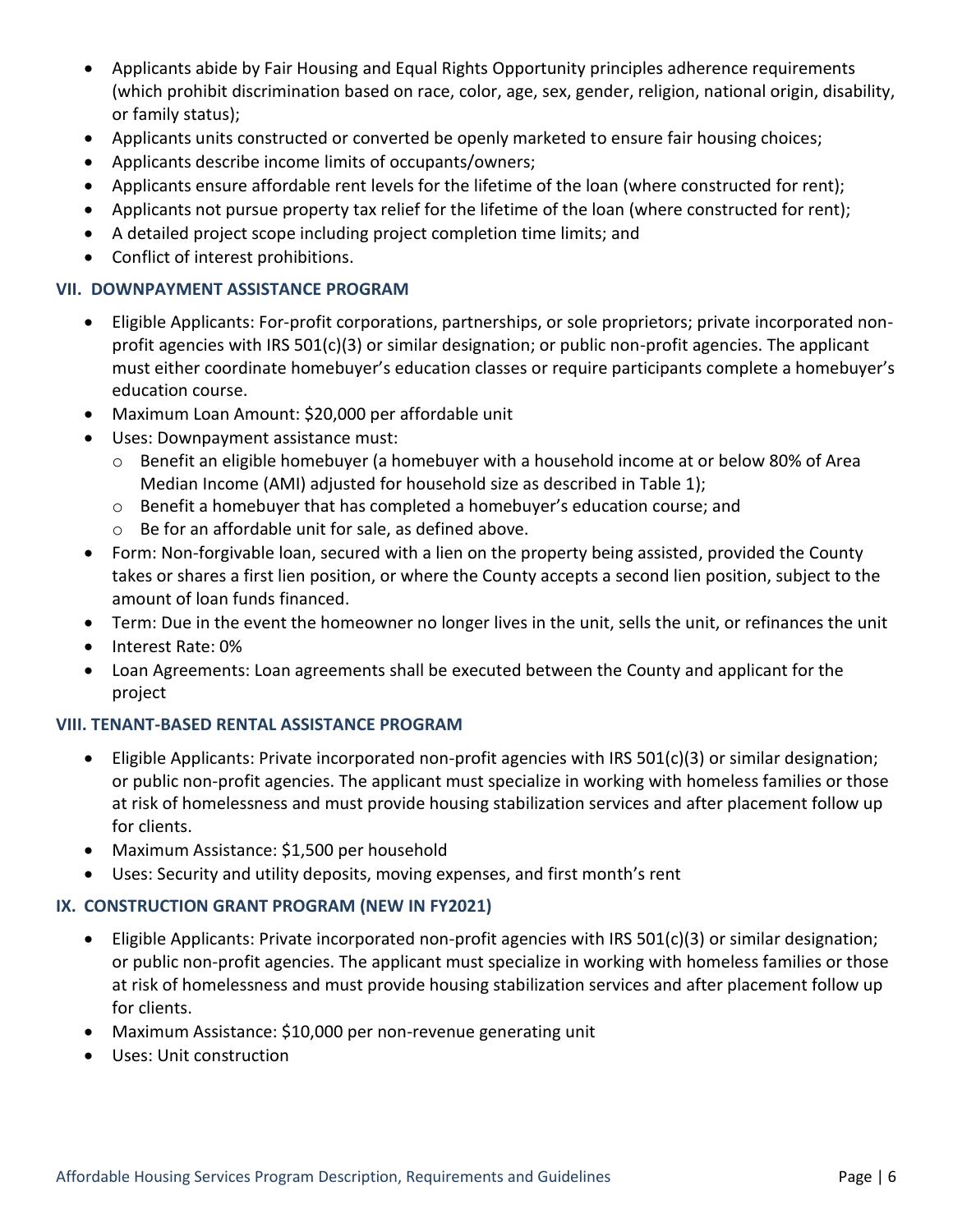- Applicants abide by Fair Housing and Equal Rights Opportunity principles adherence requirements (which prohibit discrimination based on race, color, age, sex, gender, religion, national origin, disability, or family status);
- Applicants units constructed or converted be openly marketed to ensure fair housing choices;
- Applicants describe income limits of occupants/owners;
- Applicants ensure affordable rent levels for the lifetime of the loan (where constructed for rent);
- Applicants not pursue property tax relief for the lifetime of the loan (where constructed for rent);
- A detailed project scope including project completion time limits; and
- Conflict of interest prohibitions.

## VII. DOWNPAYMENT ASSISTANCE PROGRAM

- Eligible Applicants: For-profit corporations, partnerships, or sole proprietors; private incorporated non-profit agencies with IRS 501(c)(3) or similar designation; or public non-profit agencies. The applicant must either coordinate homebuyer's education classes or require participants complete a homebuyer's education course.
- Maximum Loan Amount: $20,000 per affordable unit
- Uses: Downpayment assistance must:
  - Benefit an eligible homebuyer (a homebuyer with a household income at or below 80% of Area Median Income (AMI) adjusted for household size as described in Table 1);
  - Benefit a homebuyer that has completed a homebuyer's education course; and
  - Be for an affordable unit for sale, as defined above.
- Form: Non-forgivable loan, secured with a lien on the property being assisted, provided the County takes or shares a first lien position, or where the County accepts a second lien position, subject to the amount of loan funds financed.
- Term: Due in the event the homeowner no longer lives in the unit, sells the unit, or refinances the unit
- Interest Rate: 0%
- Loan Agreements: Loan agreements shall be executed between the County and applicant for the project

## VIII. TENANT-BASED RENTAL ASSISTANCE PROGRAM

- Eligible Applicants: Private incorporated non-profit agencies with IRS 501(c)(3) or similar designation; or public non-profit agencies. The applicant must specialize in working with homeless families or those at risk of homelessness and must provide housing stabilization services and after placement follow up for clients.
- Maximum Assistance: $1,500 per household
- Uses: Security and utility deposits, moving expenses, and first month's rent

## IX. CONSTRUCTION GRANT PROGRAM (NEW IN FY2021)

- Eligible Applicants: Private incorporated non-profit agencies with IRS 501(c)(3) or similar designation; or public non-profit agencies. The applicant must specialize in working with homeless families or those at risk of homelessness and must provide housing stabilization services and after placement follow up for clients.
- Maximum Assistance: $10,000 per non-revenue generating unit
- Uses: Unit construction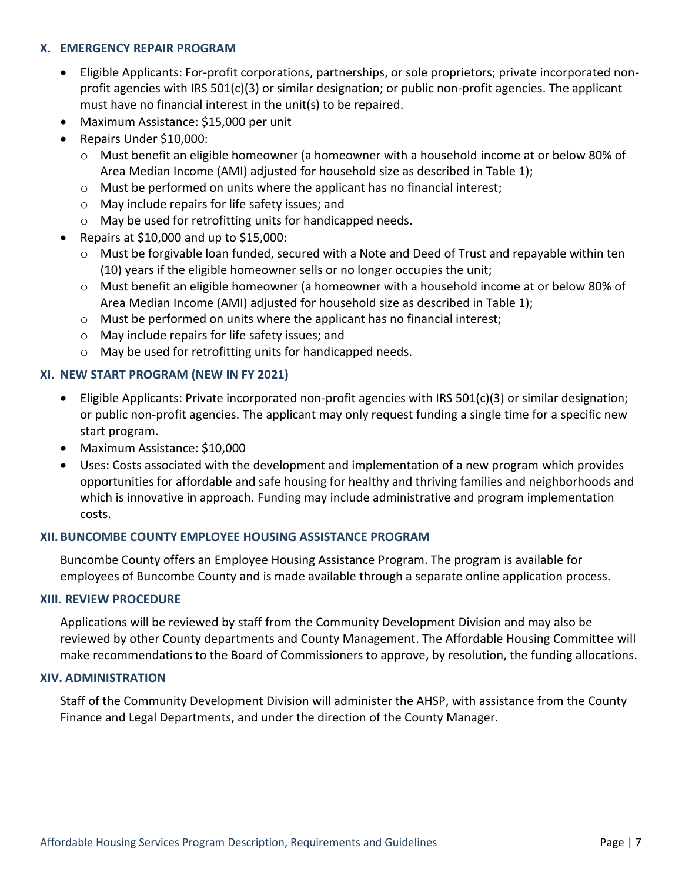## X. EMERGENCY REPAIR PROGRAM

- Eligible Applicants: For-profit corporations, partnerships, or sole proprietors; private incorporated non-profit agencies with IRS 501(c)(3) or similar designation; or public non-profit agencies. The applicant must have no financial interest in the unit(s) to be repaired.
- Maximum Assistance: $15,000 per unit
- Repairs Under $10,000:
  - Must benefit an eligible homeowner (a homeowner with a household income at or below 80% of Area Median Income (AMI) adjusted for household size as described in Table 1);
  - Must be performed on units where the applicant has no financial interest;
  - May include repairs for life safety issues; and
  - May be used for retrofitting units for handicapped needs.
- Repairs at $10,000 and up to $15,000:
  - Must be forgivable loan funded, secured with a Note and Deed of Trust and repayable within ten (10) years if the eligible homeowner sells or no longer occupies the unit;
  - Must benefit an eligible homeowner (a homeowner with a household income at or below 80% of Area Median Income (AMI) adjusted for household size as described in Table 1);
  - Must be performed on units where the applicant has no financial interest;
  - May include repairs for life safety issues; and
  - May be used for retrofitting units for handicapped needs.

## XI. NEW START PROGRAM (NEW IN FY 2021)

- Eligible Applicants: Private incorporated non-profit agencies with IRS 501(c)(3) or similar designation; or public non-profit agencies. The applicant may only request funding a single time for a specific new start program.
- Maximum Assistance: $10,000
- Uses: Costs associated with the development and implementation of a new program which provides opportunities for affordable and safe housing for healthy and thriving families and neighborhoods and which is innovative in approach. Funding may include administrative and program implementation costs.

## XII. BUNCOMBE COUNTY EMPLOYEE HOUSING ASSISTANCE PROGRAM

Buncombe County offers an Employee Housing Assistance Program. The program is available for employees of Buncombe County and is made available through a separate online application process.

## XIII. REVIEW PROCEDURE

Applications will be reviewed by staff from the Community Development Division and may also be reviewed by other County departments and County Management. The Affordable Housing Committee will make recommendations to the Board of Commissioners to approve, by resolution, the funding allocations.

## XIV. ADMINISTRATION

Staff of the Community Development Division will administer the AHSP, with assistance from the County Finance and Legal Departments, and under the direction of the County Manager.